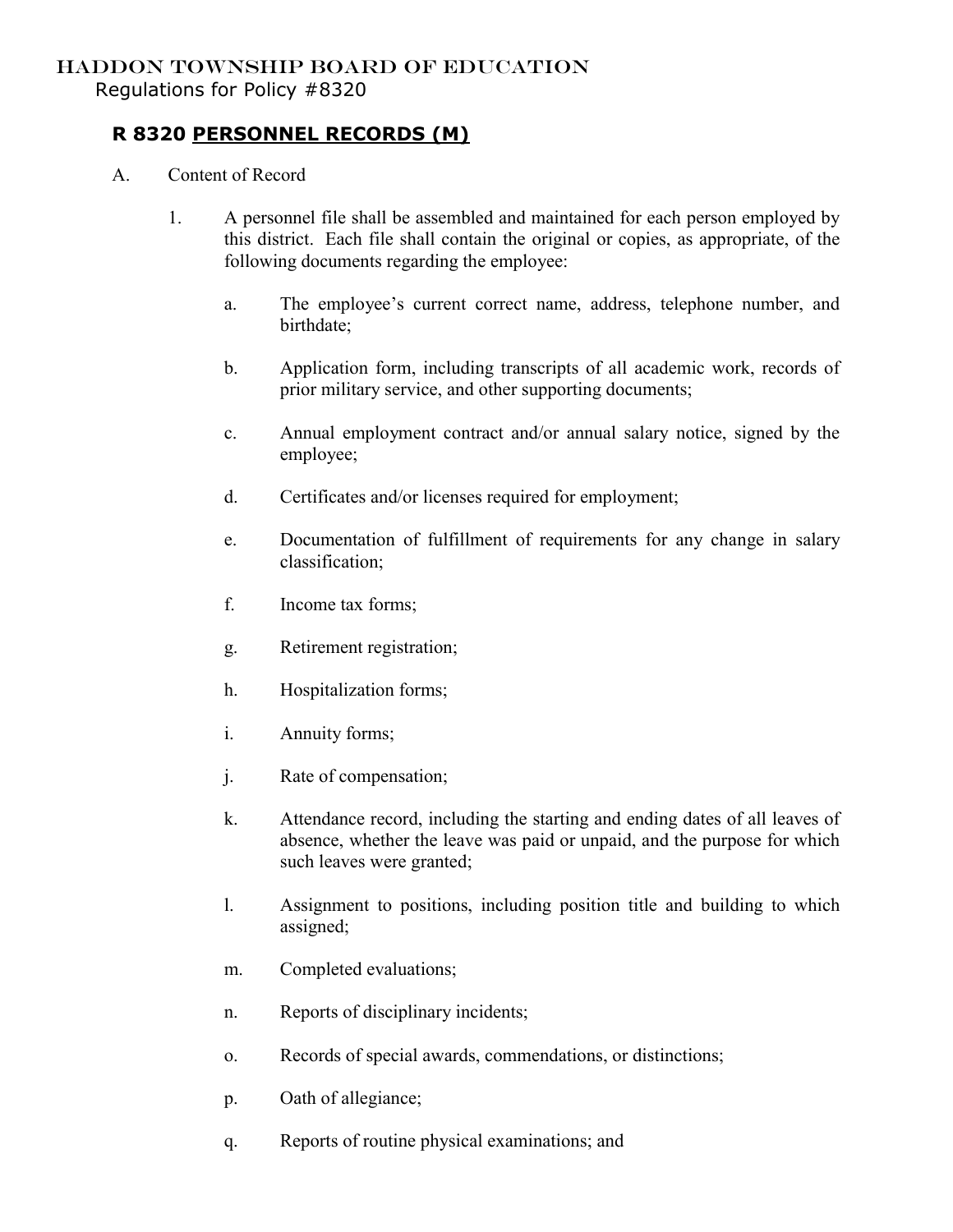# HADDON TOWNSHIP BOARD OF EDUCATION

Regulations for Policy #8320

## R 8320 PERSONNEL RECORDS (M)

A. Content of Record

1. A personnel file shall be assembled and maintained for each person employed by this district. Each file shall contain the original or copies, as appropriate, of the following documents regarding the employee:

   a. The employee's current correct name, address, telephone number, and birthdate;

   b. Application form, including transcripts of all academic work, records of prior military service, and other supporting documents;

   c. Annual employment contract and/or annual salary notice, signed by the employee;

   d. Certificates and/or licenses required for employment;

   e. Documentation of fulfillment of requirements for any change in salary classification;

   f. Income tax forms;

   g. Retirement registration;

   h. Hospitalization forms;

   i. Annuity forms;

   j. Rate of compensation;

   k. Attendance record, including the starting and ending dates of all leaves of absence, whether the leave was paid or unpaid, and the purpose for which such leaves were granted;

   l. Assignment to positions, including position title and building to which assigned;

   m. Completed evaluations;

   n. Reports of disciplinary incidents;

   o. Records of special awards, commendations, or distinctions;

   p. Oath of allegiance;

   q. Reports of routine physical examinations; and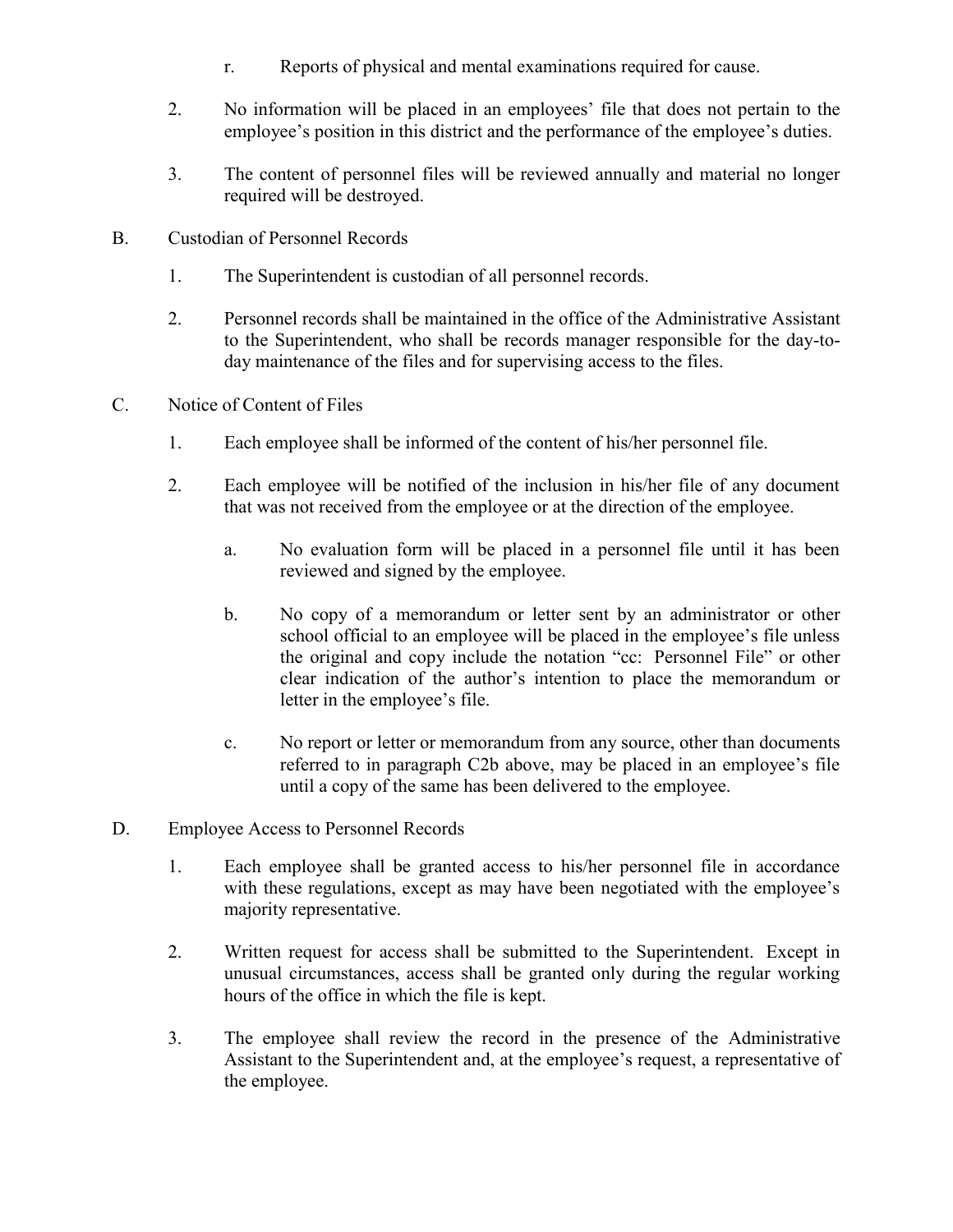r. Reports of physical and mental examinations required for cause.

2. No information will be placed in an employees' file that does not pertain to the employee's position in this district and the performance of the employee's duties.

3. The content of personnel files will be reviewed annually and material no longer required will be destroyed.

B. Custodian of Personnel Records

1. The Superintendent is custodian of all personnel records.

2. Personnel records shall be maintained in the office of the Administrative Assistant to the Superintendent, who shall be records manager responsible for the day-to-day maintenance of the files and for supervising access to the files.

C. Notice of Content of Files

1. Each employee shall be informed of the content of his/her personnel file.

2. Each employee will be notified of the inclusion in his/her file of any document that was not received from the employee or at the direction of the employee.

   a. No evaluation form will be placed in a personnel file until it has been reviewed and signed by the employee.

   b. No copy of a memorandum or letter sent by an administrator or other school official to an employee will be placed in the employee's file unless the original and copy include the notation "cc: Personnel File" or other clear indication of the author's intention to place the memorandum or letter in the employee's file.

   c. No report or letter or memorandum from any source, other than documents referred to in paragraph C2b above, may be placed in an employee's file until a copy of the same has been delivered to the employee.

D. Employee Access to Personnel Records

1. Each employee shall be granted access to his/her personnel file in accordance with these regulations, except as may have been negotiated with the employee's majority representative.

2. Written request for access shall be submitted to the Superintendent. Except in unusual circumstances, access shall be granted only during the regular working hours of the office in which the file is kept.

3. The employee shall review the record in the presence of the Administrative Assistant to the Superintendent and, at the employee's request, a representative of the employee.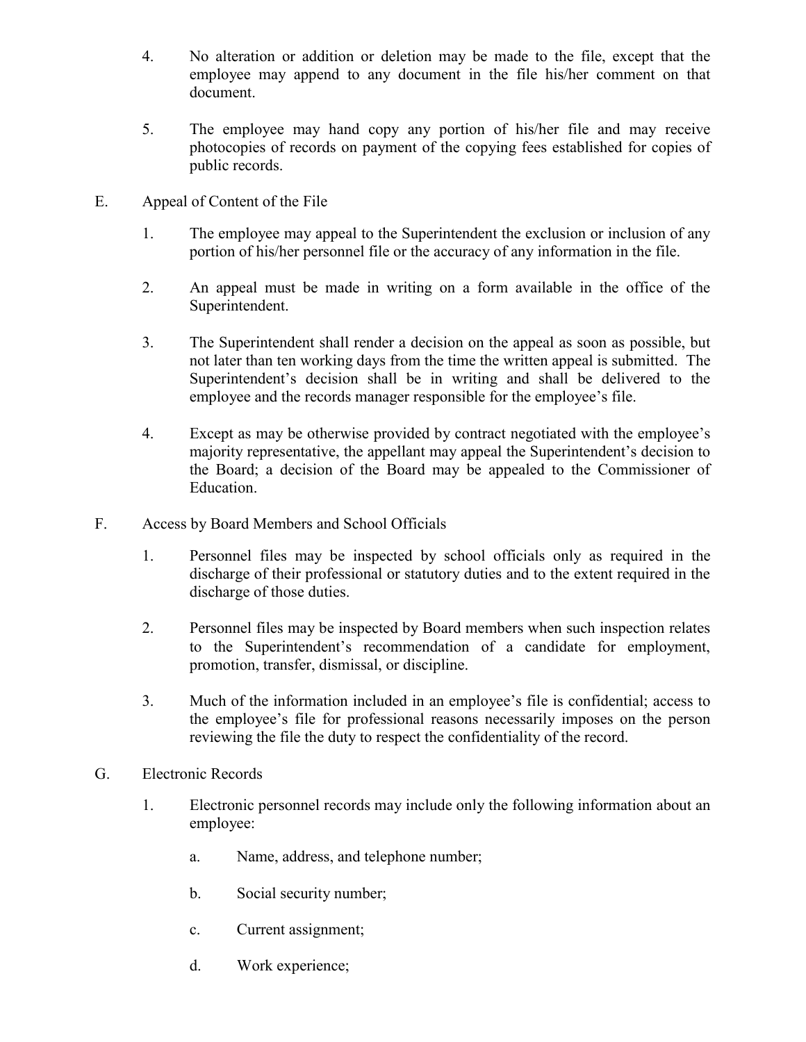4. No alteration or addition or deletion may be made to the file, except that the employee may append to any document in the file his/her comment on that document.

5. The employee may hand copy any portion of his/her file and may receive photocopies of records on payment of the copying fees established for copies of public records.

E. Appeal of Content of the File

1. The employee may appeal to the Superintendent the exclusion or inclusion of any portion of his/her personnel file or the accuracy of any information in the file.

2. An appeal must be made in writing on a form available in the office of the Superintendent.

3. The Superintendent shall render a decision on the appeal as soon as possible, but not later than ten working days from the time the written appeal is submitted. The Superintendent's decision shall be in writing and shall be delivered to the employee and the records manager responsible for the employee's file.

4. Except as may be otherwise provided by contract negotiated with the employee's majority representative, the appellant may appeal the Superintendent's decision to the Board; a decision of the Board may be appealed to the Commissioner of Education.

F. Access by Board Members and School Officials

1. Personnel files may be inspected by school officials only as required in the discharge of their professional or statutory duties and to the extent required in the discharge of those duties.

2. Personnel files may be inspected by Board members when such inspection relates to the Superintendent's recommendation of a candidate for employment, promotion, transfer, dismissal, or discipline.

3. Much of the information included in an employee's file is confidential; access to the employee's file for professional reasons necessarily imposes on the person reviewing the file the duty to respect the confidentiality of the record.

G. Electronic Records

1. Electronic personnel records may include only the following information about an employee:

   a. Name, address, and telephone number;

   b. Social security number;

   c. Current assignment;

   d. Work experience;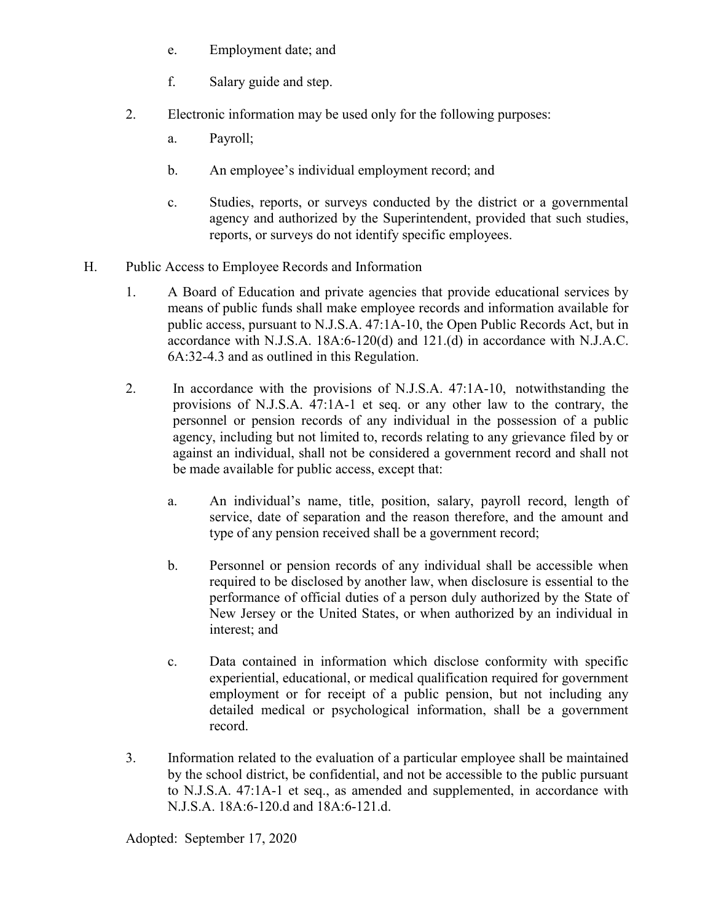e. Employment date; and

f. Salary guide and step.

2. Electronic information may be used only for the following purposes:

   a. Payroll;

   b. An employee's individual employment record; and

   c. Studies, reports, or surveys conducted by the district or a governmental agency and authorized by the Superintendent, provided that such studies, reports, or surveys do not identify specific employees.

H. Public Access to Employee Records and Information

1. A Board of Education and private agencies that provide educational services by means of public funds shall make employee records and information available for public access, pursuant to N.J.S.A. 47:1A-10, the Open Public Records Act, but in accordance with N.J.S.A. 18A:6-120(d) and 121.(d) in accordance with N.J.A.C. 6A:32-4.3 and as outlined in this Regulation.

2. In accordance with the provisions of N.J.S.A. 47:1A-10, notwithstanding the provisions of N.J.S.A. 47:1A-1 et seq. or any other law to the contrary, the personnel or pension records of any individual in the possession of a public agency, including but not limited to, records relating to any grievance filed by or against an individual, shall not be considered a government record and shall not be made available for public access, except that:

   a. An individual's name, title, position, salary, payroll record, length of service, date of separation and the reason therefore, and the amount and type of any pension received shall be a government record;

   b. Personnel or pension records of any individual shall be accessible when required to be disclosed by another law, when disclosure is essential to the performance of official duties of a person duly authorized by the State of New Jersey or the United States, or when authorized by an individual in interest; and

   c. Data contained in information which disclose conformity with specific experiential, educational, or medical qualification required for government employment or for receipt of a public pension, but not including any detailed medical or psychological information, shall be a government record.

3. Information related to the evaluation of a particular employee shall be maintained by the school district, be confidential, and not be accessible to the public pursuant to N.J.S.A. 47:1A-1 et seq., as amended and supplemented, in accordance with N.J.S.A. 18A:6-120.d and 18A:6-121.d.

Adopted: September 17, 2020